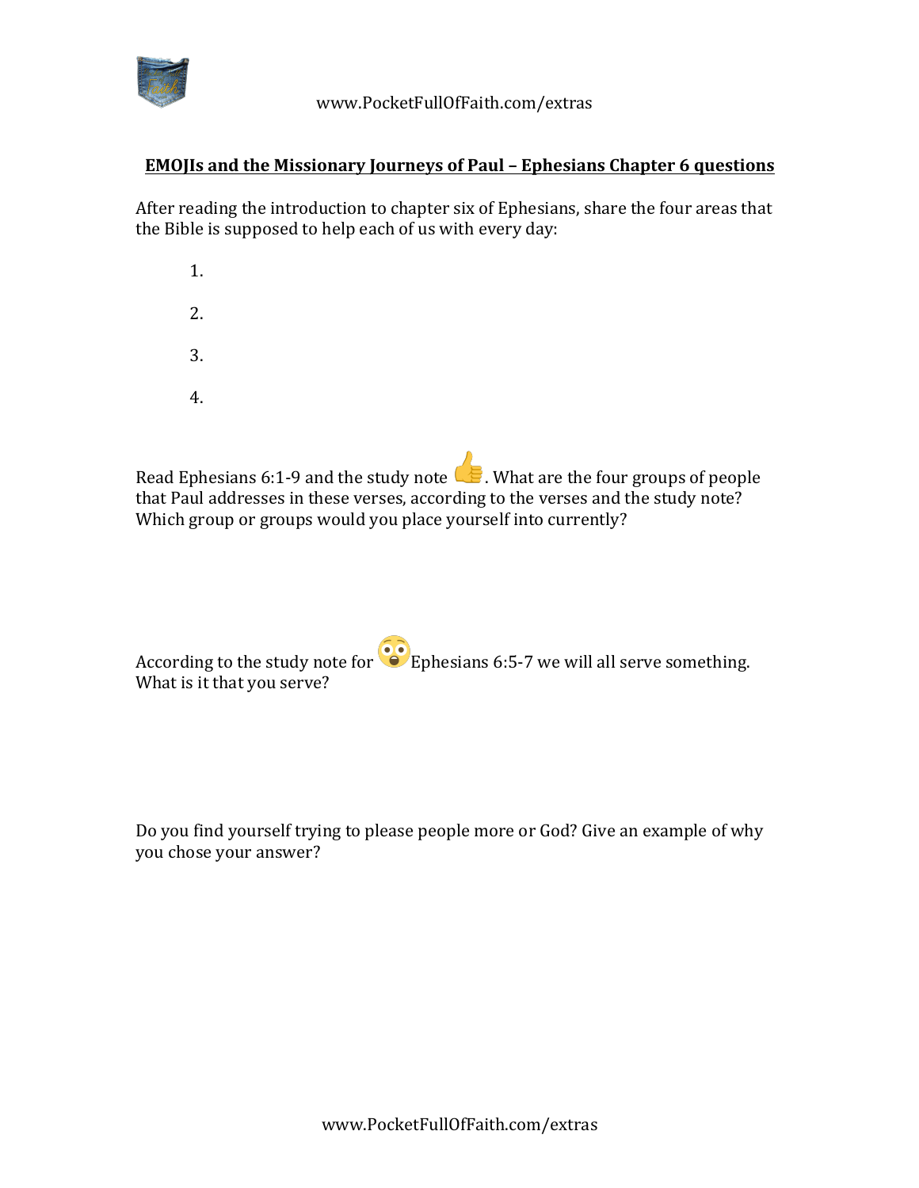**EMOJIs and the Missionary Journeys of Paul – Ephesians Chapter 6 questions**

After reading the introduction to chapter six of Ephesians, share the four areas that the Bible is supposed to help each of us with every day:

1.
2.
3.
4.

Read Ephesians 6:1-9 and the study note 👍. What are the four groups of people that Paul addresses in these verses, according to the verses and the study note? Which group or groups would you place yourself into currently?

According to the study note for 😳 Ephesians 6:5-7 we will all serve something. What is it that you serve?

Do you find yourself trying to please people more or God? Give an example of why you chose your answer?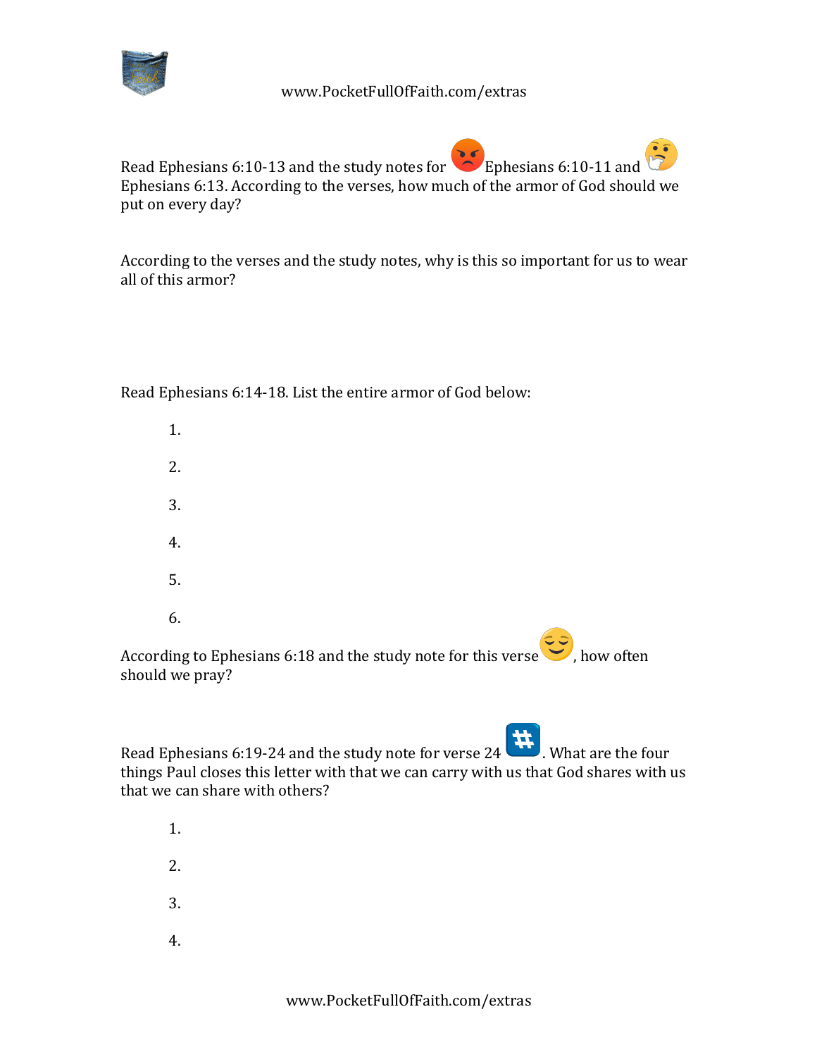Read Ephesians 6:10-13 and the study notes for 😡 Ephesians 6:10-11 and 🤔 Ephesians 6:13. According to the verses, how much of the armor of God should we put on every day?

According to the verses and the study notes, why is this so important for us to wear all of this armor?

Read Ephesians 6:14-18. List the entire armor of God below:

1.
2.
3.
4.
5.
6.

According to Ephesians 6:18 and the study note for this verse 😌, how often should we pray?

Read Ephesians 6:19-24 and the study note for verse 24 #️⃣. What are the four things Paul closes this letter with that we can carry with us that God shares with us that we can share with others?

1.
2.
3.
4.